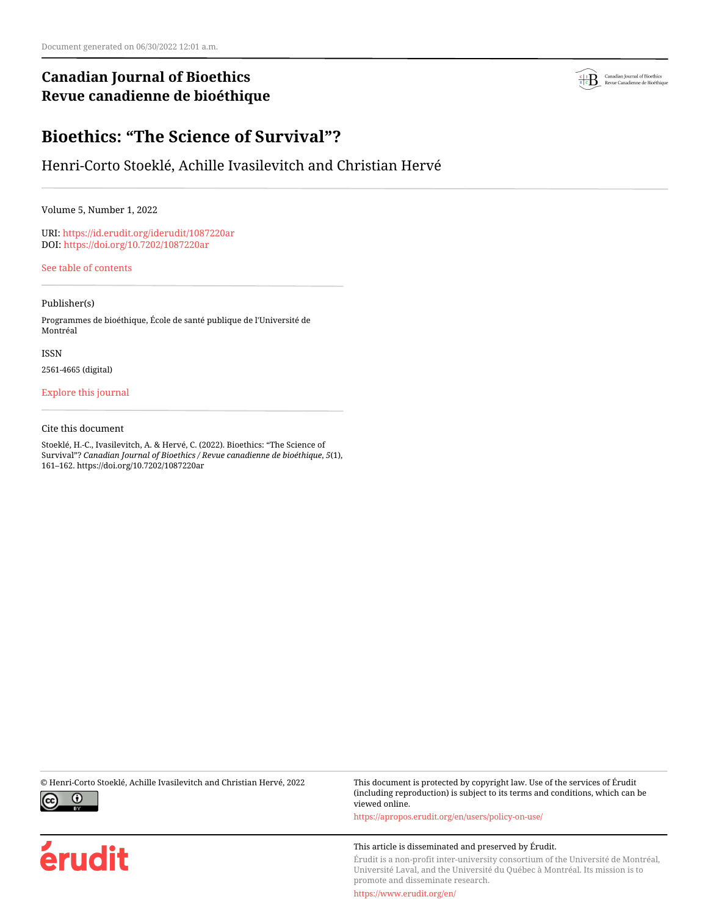Document generated on 06/30/2022 12:01 a.m.

**Canadian Journal of Bioethics**
**Revue canadienne de bioéthique**

# Bioethics: "The Science of Survival"?

Henri-Corto Stoeklé, Achille Ivasilevitch and Christian Hervé

Volume 5, Number 1, 2022

URI: https://id.erudit.org/iderudit/1087220ar
DOI: https://doi.org/10.7202/1087220ar

See table of contents

Publisher(s)

Programmes de bioéthique, École de santé publique de l'Université de Montréal

ISSN

2561-4665 (digital)

Explore this journal

Cite this document

Stoeklé, H.-C., Ivasilevitch, A. & Hervé, C. (2022). Bioethics: "The Science of Survival"? *Canadian Journal of Bioethics / Revue canadienne de bioéthique*, *5*(1), 161–162. https://doi.org/10.7202/1087220ar

© Henri-Corto Stoeklé, Achille Ivasilevitch and Christian Hervé, 2022

This document is protected by copyright law. Use of the services of Érudit (including reproduction) is subject to its terms and conditions, which can be viewed online.

https://apropos.erudit.org/en/users/policy-on-use/

This article is disseminated and preserved by Érudit.

Érudit is a non-profit inter-university consortium of the Université de Montréal, Université Laval, and the Université du Québec à Montréal. Its mission is to promote and disseminate research.

https://www.erudit.org/en/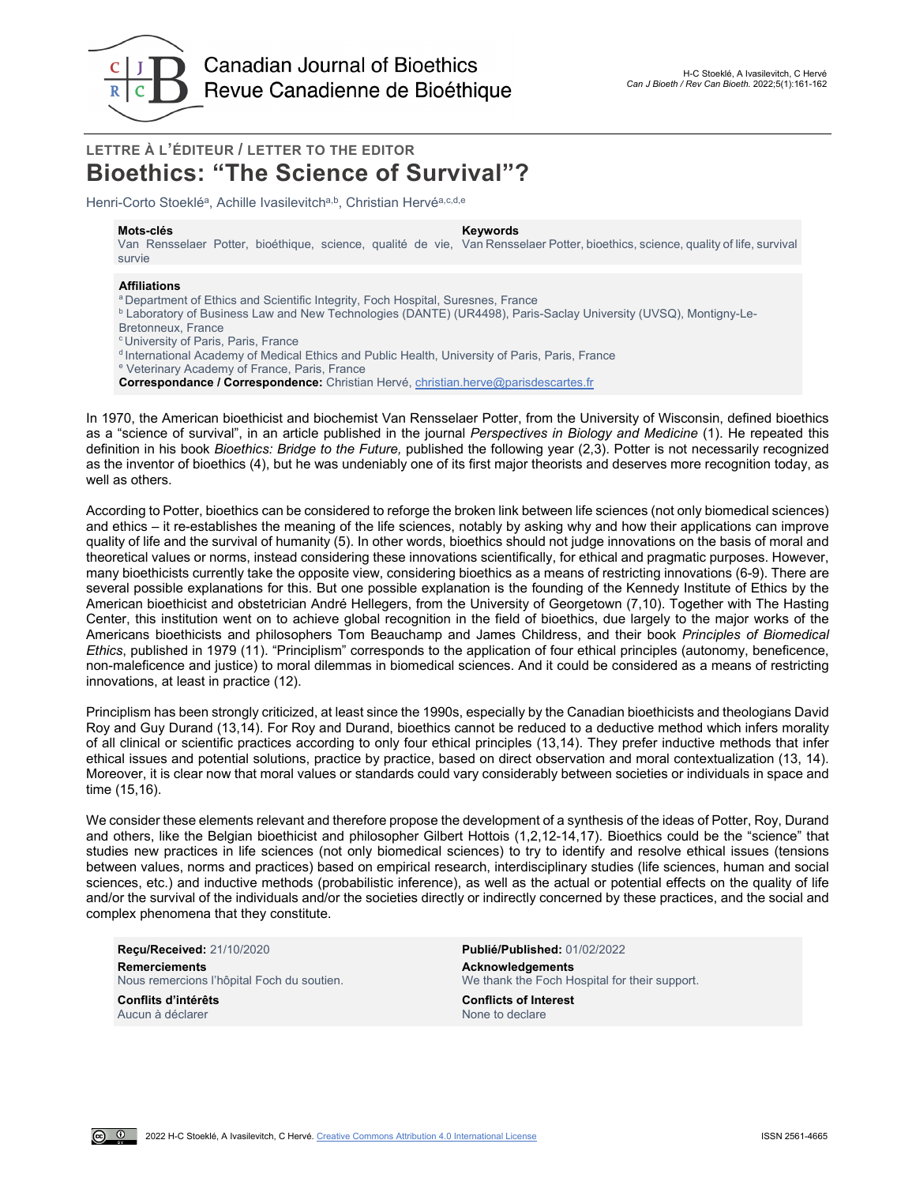LETTRE À L'ÉDITEUR / LETTER TO THE EDITOR

# Bioethics: "The Science of Survival"?

Henri-Corto Stoeklé[a], Achille Ivasilevitch[a,b], Christian Hervé[a,c,d,e]

**Mots-clés**
Van Rensselaer Potter, bioéthique, science, qualité de vie, survie

**Keywords**
Van Rensselaer Potter, bioethics, science, quality of life, survival

**Affiliations**
[a] Department of Ethics and Scientific Integrity, Foch Hospital, Suresnes, France
[b] Laboratory of Business Law and New Technologies (DANTE) (UR4498), Paris-Saclay University (UVSQ), Montigny-Le-Bretonneux, France
[c] University of Paris, Paris, France
[d] International Academy of Medical Ethics and Public Health, University of Paris, Paris, France
[e] Veterinary Academy of France, Paris, France
**Correspondance / Correspondence:** Christian Hervé, christian.herve@parisdescartes.fr

In 1970, the American bioethicist and biochemist Van Rensselaer Potter, from the University of Wisconsin, defined bioethics as a "science of survival", in an article published in the journal *Perspectives in Biology and Medicine* (1). He repeated this definition in his book *Bioethics: Bridge to the Future,* published the following year (2,3). Potter is not necessarily recognized as the inventor of bioethics (4), but he was undeniably one of its first major theorists and deserves more recognition today, as well as others.

According to Potter, bioethics can be considered to reforge the broken link between life sciences (not only biomedical sciences) and ethics – it re-establishes the meaning of the life sciences, notably by asking why and how their applications can improve quality of life and the survival of humanity (5). In other words, bioethics should not judge innovations on the basis of moral and theoretical values or norms, instead considering these innovations scientifically, for ethical and pragmatic purposes. However, many bioethicists currently take the opposite view, considering bioethics as a means of restricting innovations (6-9). There are several possible explanations for this. But one possible explanation is the founding of the Kennedy Institute of Ethics by the American bioethicist and obstetrician André Hellegers, from the University of Georgetown (7,10). Together with The Hasting Center, this institution went on to achieve global recognition in the field of bioethics, due largely to the major works of the Americans bioethicists and philosophers Tom Beauchamp and James Childress, and their book *Principles of Biomedical Ethics*, published in 1979 (11). "Principlism" corresponds to the application of four ethical principles (autonomy, beneficence, non-maleficence and justice) to moral dilemmas in biomedical sciences. And it could be considered as a means of restricting innovations, at least in practice (12).

Principlism has been strongly criticized, at least since the 1990s, especially by the Canadian bioethicists and theologians David Roy and Guy Durand (13,14). For Roy and Durand, bioethics cannot be reduced to a deductive method which infers morality of all clinical or scientific practices according to only four ethical principles (13,14). They prefer inductive methods that infer ethical issues and potential solutions, practice by practice, based on direct observation and moral contextualization (13, 14). Moreover, it is clear now that moral values or standards could vary considerably between societies or individuals in space and time (15,16).

We consider these elements relevant and therefore propose the development of a synthesis of the ideas of Potter, Roy, Durand and others, like the Belgian bioethicist and philosopher Gilbert Hottois (1,2,12-14,17). Bioethics could be the "science" that studies new practices in life sciences (not only biomedical sciences) to try to identify and resolve ethical issues (tensions between values, norms and practices) based on empirical research, interdisciplinary studies (life sciences, human and social sciences, etc.) and inductive methods (probabilistic inference), as well as the actual or potential effects on the quality of life and/or the survival of the individuals and/or the societies directly or indirectly concerned by these practices, and the social and complex phenomena that they constitute.

**Reçu/Received:** 21/10/2020

**Publié/Published:** 01/02/2022

**Remerciements**
Nous remercions l'hôpital Foch du soutien.

**Acknowledgements**
We thank the Foch Hospital for their support.

**Conflits d'intérêts**
Aucun à déclarer

**Conflicts of Interest**
None to declare

2022 H-C Stoeklé, A Ivasilevitch, C Hervé. Creative Commons Attribution 4.0 International License

ISSN 2561-4665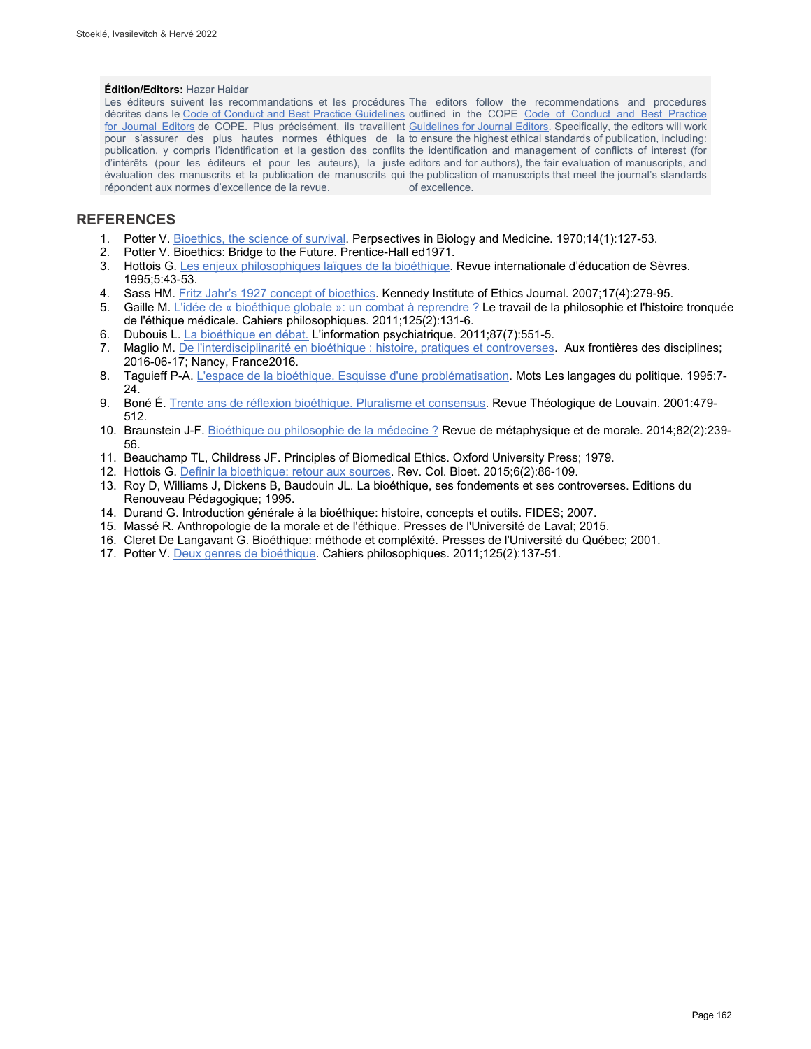**Édition/Editors:** Hazar Haidar

Les éditeurs suivent les recommandations et les procédures décrites dans le Code of Conduct and Best Practice Guidelines for Journal Editors de COPE. Plus précisément, ils travaillent pour s'assurer des plus hautes normes éthiques de la publication, y compris l'identification et la gestion des conflits d'intérêts (pour les éditeurs et pour les auteurs), la juste évaluation des manuscrits et la publication de manuscrits qui répondent aux normes d'excellence de la revue.

The editors follow the recommendations and procedures outlined in the COPE Code of Conduct and Best Practice Guidelines for Journal Editors. Specifically, the editors will work to ensure the highest ethical standards of publication, including: the identification and management of conflicts of interest (for editors and for authors), the fair evaluation of manuscripts, and the publication of manuscripts that meet the journal's standards of excellence.

## REFERENCES

1. Potter V. Bioethics, the science of survival. Perpsectives in Biology and Medicine. 1970;14(1):127-53.
2. Potter V. Bioethics: Bridge to the Future. Prentice-Hall ed1971.
3. Hottois G. Les enjeux philosophiques laïques de la bioéthique. Revue internationale d'éducation de Sèvres. 1995;5:43-53.
4. Sass HM. Fritz Jahr's 1927 concept of bioethics. Kennedy Institute of Ethics Journal. 2007;17(4):279-95.
5. Gaille M. L'idée de « bioéthique globale »: un combat à reprendre ? Le travail de la philosophie et l'histoire tronquée de l'éthique médicale. Cahiers philosophiques. 2011;125(2):131-6.
6. Dubouis L. La bioéthique en débat. L'information psychiatrique. 2011;87(7):551-5.
7. Maglio M. De l'interdisciplinarité en bioéthique : histoire, pratiques et controverses. Aux frontières des disciplines; 2016-06-17; Nancy, France2016.
8. Taguieff P-A. L'espace de la bioéthique. Esquisse d'une problématisation. Mots Les langages du politique. 1995:7-24.
9. Boné É. Trente ans de réflexion bioéthique. Pluralisme et consensus. Revue Théologique de Louvain. 2001:479-512.
10. Braunstein J-F. Bioéthique ou philosophie de la médecine ? Revue de métaphysique et de morale. 2014;82(2):239-56.
11. Beauchamp TL, Childress JF. Principles of Biomedical Ethics. Oxford University Press; 1979.
12. Hottois G. Definir la bioethique: retour aux sources. Rev. Col. Bioet. 2015;6(2):86-109.
13. Roy D, Williams J, Dickens B, Baudouin JL. La bioéthique, ses fondements et ses controverses. Editions du Renouveau Pédagogique; 1995.
14. Durand G. Introduction générale à la bioéthique: histoire, concepts et outils. FIDES; 2007.
15. Massé R. Anthropologie de la morale et de l'éthique. Presses de l'Université de Laval; 2015.
16. Cleret De Langavant G. Bioéthique: méthode et compléxité. Presses de l'Université du Québec; 2001.
17. Potter V. Deux genres de bioéthique. Cahiers philosophiques. 2011;125(2):137-51.